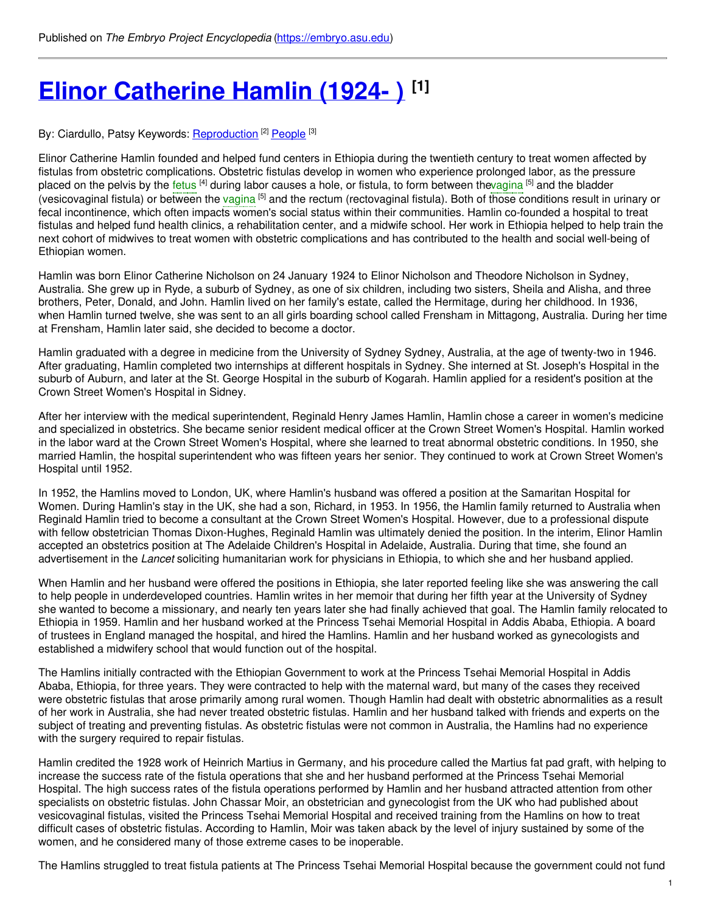Published on *The Embryo Project Encyclopedia* (https://embryo.asu.edu)

# Elinor Catherine Hamlin (1924- ) [1]

By: Ciardullo, Patsy Keywords: Reproduction [2] People [3]

Elinor Catherine Hamlin founded and helped fund centers in Ethiopia during the twentieth century to treat women affected by fistulas from obstetric complications. Obstetric fistulas develop in women who experience prolonged labor, as the pressure placed on the pelvis by the fetus [4] during labor causes a hole, or fistula, to form between thevagina [5] and the bladder (vesicovaginal fistula) or between the vagina [5] and the rectum (rectovaginal fistula). Both of those conditions result in urinary or fecal incontinence, which often impacts women's social status within their communities. Hamlin co-founded a hospital to treat fistulas and helped fund health clinics, a rehabilitation center, and a midwife school. Her work in Ethiopia helped to help train the next cohort of midwives to treat women with obstetric complications and has contributed to the health and social well-being of Ethiopian women.

Hamlin was born Elinor Catherine Nicholson on 24 January 1924 to Elinor Nicholson and Theodore Nicholson in Sydney, Australia. She grew up in Ryde, a suburb of Sydney, as one of six children, including two sisters, Sheila and Alisha, and three brothers, Peter, Donald, and John. Hamlin lived on her family's estate, called the Hermitage, during her childhood. In 1936, when Hamlin turned twelve, she was sent to an all girls boarding school called Frensham in Mittagong, Australia. During her time at Frensham, Hamlin later said, she decided to become a doctor.

Hamlin graduated with a degree in medicine from the University of Sydney Sydney, Australia, at the age of twenty-two in 1946. After graduating, Hamlin completed two internships at different hospitals in Sydney. She interned at St. Joseph's Hospital in the suburb of Auburn, and later at the St. George Hospital in the suburb of Kogarah. Hamlin applied for a resident's position at the Crown Street Women's Hospital in Sidney.

After her interview with the medical superintendent, Reginald Henry James Hamlin, Hamlin chose a career in women's medicine and specialized in obstetrics. She became senior resident medical officer at the Crown Street Women's Hospital. Hamlin worked in the labor ward at the Crown Street Women's Hospital, where she learned to treat abnormal obstetric conditions. In 1950, she married Hamlin, the hospital superintendent who was fifteen years her senior. They continued to work at Crown Street Women's Hospital until 1952.

In 1952, the Hamlins moved to London, UK, where Hamlin's husband was offered a position at the Samaritan Hospital for Women. During Hamlin's stay in the UK, she had a son, Richard, in 1953. In 1956, the Hamlin family returned to Australia when Reginald Hamlin tried to become a consultant at the Crown Street Women's Hospital. However, due to a professional dispute with fellow obstetrician Thomas Dixon-Hughes, Reginald Hamlin was ultimately denied the position. In the interim, Elinor Hamlin accepted an obstetrics position at The Adelaide Children's Hospital in Adelaide, Australia. During that time, she found an advertisement in the *Lancet* soliciting humanitarian work for physicians in Ethiopia, to which she and her husband applied.

When Hamlin and her husband were offered the positions in Ethiopia, she later reported feeling like she was answering the call to help people in underdeveloped countries. Hamlin writes in her memoir that during her fifth year at the University of Sydney she wanted to become a missionary, and nearly ten years later she had finally achieved that goal. The Hamlin family relocated to Ethiopia in 1959. Hamlin and her husband worked at the Princess Tsehai Memorial Hospital in Addis Ababa, Ethiopia. A board of trustees in England managed the hospital, and hired the Hamlins. Hamlin and her husband worked as gynecologists and established a midwifery school that would function out of the hospital.

The Hamlins initially contracted with the Ethiopian Government to work at the Princess Tsehai Memorial Hospital in Addis Ababa, Ethiopia, for three years. They were contracted to help with the maternal ward, but many of the cases they received were obstetric fistulas that arose primarily among rural women. Though Hamlin had dealt with obstetric abnormalities as a result of her work in Australia, she had never treated obstetric fistulas. Hamlin and her husband talked with friends and experts on the subject of treating and preventing fistulas. As obstetric fistulas were not common in Australia, the Hamlins had no experience with the surgery required to repair fistulas.

Hamlin credited the 1928 work of Heinrich Martius in Germany, and his procedure called the Martius fat pad graft, with helping to increase the success rate of the fistula operations that she and her husband performed at the Princess Tsehai Memorial Hospital. The high success rates of the fistula operations performed by Hamlin and her husband attracted attention from other specialists on obstetric fistulas. John Chassar Moir, an obstetrician and gynecologist from the UK who had published about vesicovaginal fistulas, visited the Princess Tsehai Memorial Hospital and received training from the Hamlins on how to treat difficult cases of obstetric fistulas. According to Hamlin, Moir was taken aback by the level of injury sustained by some of the women, and he considered many of those extreme cases to be inoperable.

The Hamlins struggled to treat fistula patients at The Princess Tsehai Memorial Hospital because the government could not fund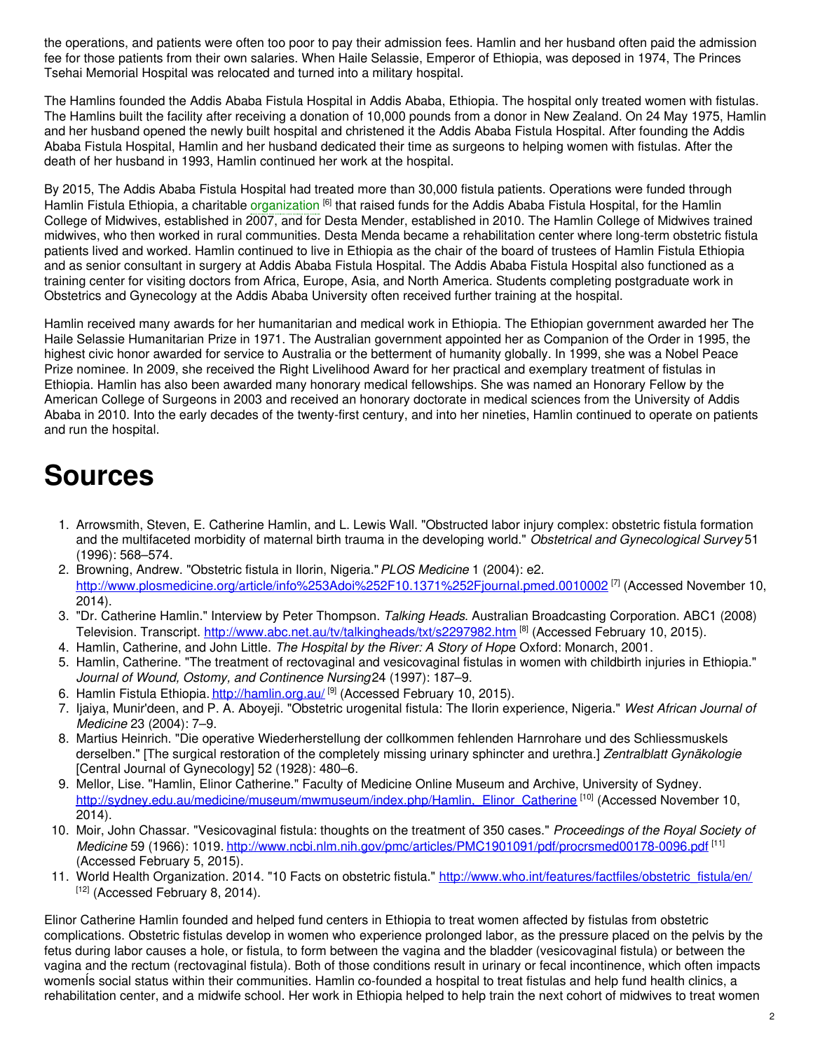the operations, and patients were often too poor to pay their admission fees. Hamlin and her husband often paid the admission fee for those patients from their own salaries. When Haile Selassie, Emperor of Ethiopia, was deposed in 1974, The Princes Tsehai Memorial Hospital was relocated and turned into a military hospital.

The Hamlins founded the Addis Ababa Fistula Hospital in Addis Ababa, Ethiopia. The hospital only treated women with fistulas. The Hamlins built the facility after receiving a donation of 10,000 pounds from a donor in New Zealand. On 24 May 1975, Hamlin and her husband opened the newly built hospital and christened it the Addis Ababa Fistula Hospital. After founding the Addis Ababa Fistula Hospital, Hamlin and her husband dedicated their time as surgeons to helping women with fistulas. After the death of her husband in 1993, Hamlin continued her work at the hospital.

By 2015, The Addis Ababa Fistula Hospital had treated more than 30,000 fistula patients. Operations were funded through Hamlin Fistula Ethiopia, a charitable organization [6] that raised funds for the Addis Ababa Fistula Hospital, for the Hamlin College of Midwives, established in 2007, and for Desta Mender, established in 2010. The Hamlin College of Midwives trained midwives, who then worked in rural communities. Desta Menda became a rehabilitation center where long-term obstetric fistula patients lived and worked. Hamlin continued to live in Ethiopia as the chair of the board of trustees of Hamlin Fistula Ethiopia and as senior consultant in surgery at Addis Ababa Fistula Hospital. The Addis Ababa Fistula Hospital also functioned as a training center for visiting doctors from Africa, Europe, Asia, and North America. Students completing postgraduate work in Obstetrics and Gynecology at the Addis Ababa University often received further training at the hospital.

Hamlin received many awards for her humanitarian and medical work in Ethiopia. The Ethiopian government awarded her The Haile Selassie Humanitarian Prize in 1971. The Australian government appointed her as Companion of the Order in 1995, the highest civic honor awarded for service to Australia or the betterment of humanity globally. In 1999, she was a Nobel Peace Prize nominee. In 2009, she received the Right Livelihood Award for her practical and exemplary treatment of fistulas in Ethiopia. Hamlin has also been awarded many honorary medical fellowships. She was named an Honorary Fellow by the American College of Surgeons in 2003 and received an honorary doctorate in medical sciences from the University of Addis Ababa in 2010. Into the early decades of the twenty-first century, and into her nineties, Hamlin continued to operate on patients and run the hospital.

# Sources

1. Arrowsmith, Steven, E. Catherine Hamlin, and L. Lewis Wall. "Obstructed labor injury complex: obstetric fistula formation and the multifaceted morbidity of maternal birth trauma in the developing world." *Obstetrical and Gynecological Survey* 51 (1996): 568–574.
2. Browning, Andrew. "Obstetric fistula in Ilorin, Nigeria." *PLOS Medicine* 1 (2004): e2. http://www.plosmedicine.org/article/info%253Adoi%252F10.1371%252Fjournal.pmed.0010002 [7] (Accessed November 10, 2014).
3. "Dr. Catherine Hamlin." Interview by Peter Thompson. *Talking Heads*. Australian Broadcasting Corporation. ABC1 (2008) Television. Transcript. http://www.abc.net.au/tv/talkingheads/txt/s2297982.htm [8] (Accessed February 10, 2015).
4. Hamlin, Catherine, and John Little. *The Hospital by the River: A Story of Hope* Oxford: Monarch, 2001.
5. Hamlin, Catherine. "The treatment of rectovaginal and vesicovaginal fistulas in women with childbirth injuries in Ethiopia." *Journal of Wound, Ostomy, and Continence Nursing* 24 (1997): 187–9.
6. Hamlin Fistula Ethiopia. http://hamlin.org.au/ [9] (Accessed February 10, 2015).
7. Ijaiya, Munir'deen, and P. A. Aboyeji. "Obstetric urogenital fistula: The Ilorin experience, Nigeria." *West African Journal of Medicine* 23 (2004): 7–9.
8. Martius Heinrich. "Die operative Wiederherstellung der collkommen fehlenden Harnrohare und des Schliessmuskels derselben." [The surgical restoration of the completely missing urinary sphincter and urethra.] *Zentralblatt Gynäkologie* [Central Journal of Gynecology] 52 (1928): 480–6.
9. Mellor, Lise. "Hamlin, Elinor Catherine." Faculty of Medicine Online Museum and Archive, University of Sydney. http://sydney.edu.au/medicine/museum/mwmuseum/index.php/Hamlin,_Elinor_Catherine [10] (Accessed November 10, 2014).
10. Moir, John Chassar. "Vesicovaginal fistula: thoughts on the treatment of 350 cases." *Proceedings of the Royal Society of Medicine* 59 (1966): 1019. http://www.ncbi.nlm.nih.gov/pmc/articles/PMC1901091/pdf/procrsmed00178-0096.pdf [11] (Accessed February 5, 2015).
11. World Health Organization. 2014. "10 Facts on obstetric fistula." http://www.who.int/features/factfiles/obstetric_fistula/en/ [12] (Accessed February 8, 2014).

Elinor Catherine Hamlin founded and helped fund centers in Ethiopia to treat women affected by fistulas from obstetric complications. Obstetric fistulas develop in women who experience prolonged labor, as the pressure placed on the pelvis by the fetus during labor causes a hole, or fistula, to form between the vagina and the bladder (vesicovaginal fistula) or between the vagina and the rectum (rectovaginal fistula). Both of those conditions result in urinary or fecal incontinence, which often impacts womenÍs social status within their communities. Hamlin co-founded a hospital to treat fistulas and help fund health clinics, a rehabilitation center, and a midwife school. Her work in Ethiopia helped to help train the next cohort of midwives to treat women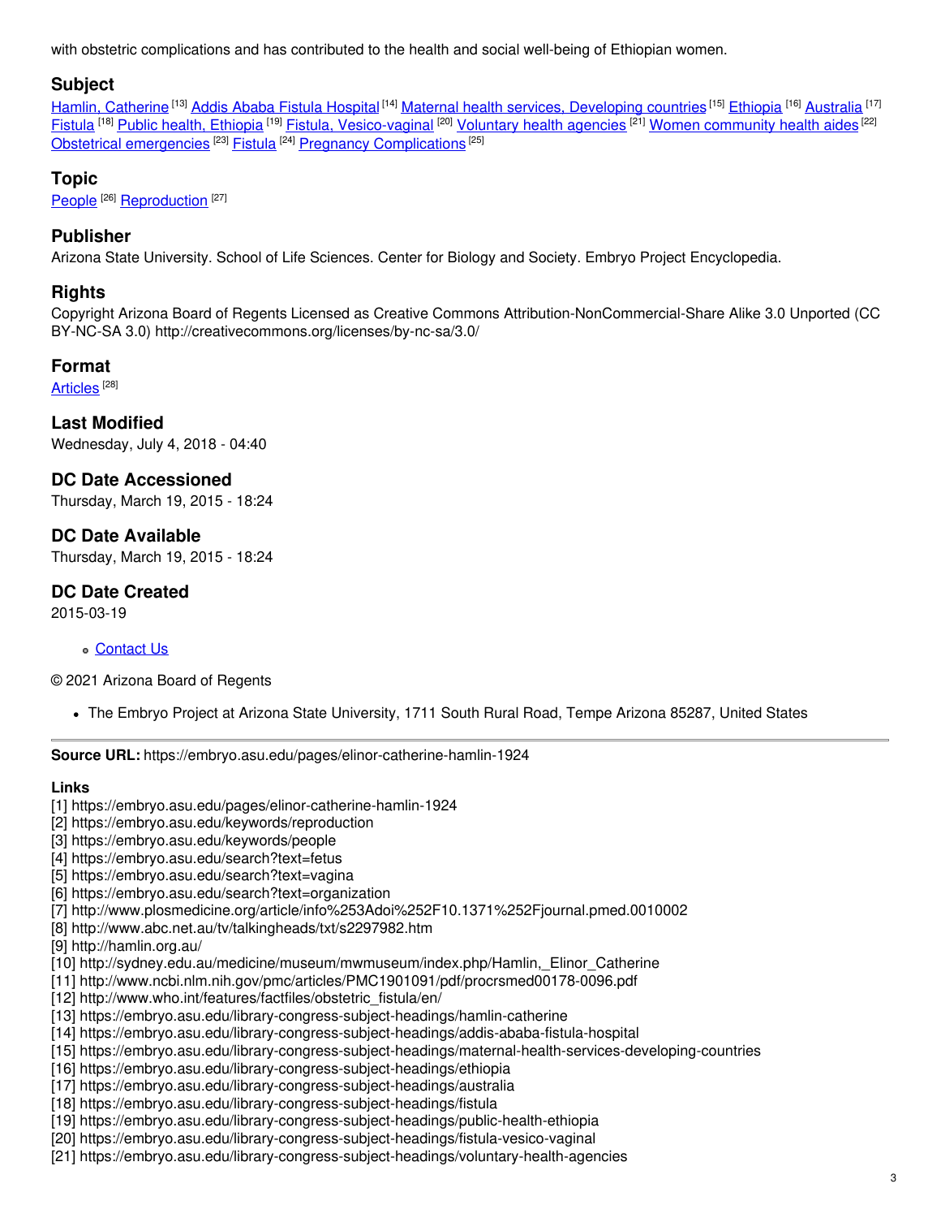with obstetric complications and has contributed to the health and social well-being of Ethiopian women.

## Subject

Hamlin, Catherine [13] Addis Ababa Fistula Hospital [14] Maternal health services, Developing countries [15] Ethiopia [16] Australia [17] Fistula [18] Public health, Ethiopia [19] Fistula, Vesico-vaginal [20] Voluntary health agencies [21] Women community health aides [22] Obstetrical emergencies [23] Fistula [24] Pregnancy Complications [25]

## Topic

People [26] Reproduction [27]

## Publisher

Arizona State University. School of Life Sciences. Center for Biology and Society. Embryo Project Encyclopedia.

## Rights

Copyright Arizona Board of Regents Licensed as Creative Commons Attribution-NonCommercial-Share Alike 3.0 Unported (CC BY-NC-SA 3.0) http://creativecommons.org/licenses/by-nc-sa/3.0/

## Format

Articles [28]

## Last Modified

Wednesday, July 4, 2018 - 04:40

## DC Date Accessioned

Thursday, March 19, 2015 - 18:24

## DC Date Available

Thursday, March 19, 2015 - 18:24

## DC Date Created

2015-03-19

- Contact Us

© 2021 Arizona Board of Regents

- The Embryo Project at Arizona State University, 1711 South Rural Road, Tempe Arizona 85287, United States

---

**Source URL:** https://embryo.asu.edu/pages/elinor-catherine-hamlin-1924

**Links**

[1] https://embryo.asu.edu/pages/elinor-catherine-hamlin-1924
[2] https://embryo.asu.edu/keywords/reproduction
[3] https://embryo.asu.edu/keywords/people
[4] https://embryo.asu.edu/search?text=fetus
[5] https://embryo.asu.edu/search?text=vagina
[6] https://embryo.asu.edu/search?text=organization
[7] http://www.plosmedicine.org/article/info%253Adoi%252F10.1371%252Fjournal.pmed.0010002
[8] http://www.abc.net.au/tv/talkingheads/txt/s2297982.htm
[9] http://hamlin.org.au/
[10] http://sydney.edu.au/medicine/museum/mwmuseum/index.php/Hamlin,_Elinor_Catherine
[11] http://www.ncbi.nlm.nih.gov/pmc/articles/PMC1901091/pdf/procrsmed00178-0096.pdf
[12] http://www.who.int/features/factfiles/obstetric_fistula/en/
[13] https://embryo.asu.edu/library-congress-subject-headings/hamlin-catherine
[14] https://embryo.asu.edu/library-congress-subject-headings/addis-ababa-fistula-hospital
[15] https://embryo.asu.edu/library-congress-subject-headings/maternal-health-services-developing-countries
[16] https://embryo.asu.edu/library-congress-subject-headings/ethiopia
[17] https://embryo.asu.edu/library-congress-subject-headings/australia
[18] https://embryo.asu.edu/library-congress-subject-headings/fistula
[19] https://embryo.asu.edu/library-congress-subject-headings/public-health-ethiopia
[20] https://embryo.asu.edu/library-congress-subject-headings/fistula-vesico-vaginal
[21] https://embryo.asu.edu/library-congress-subject-headings/voluntary-health-agencies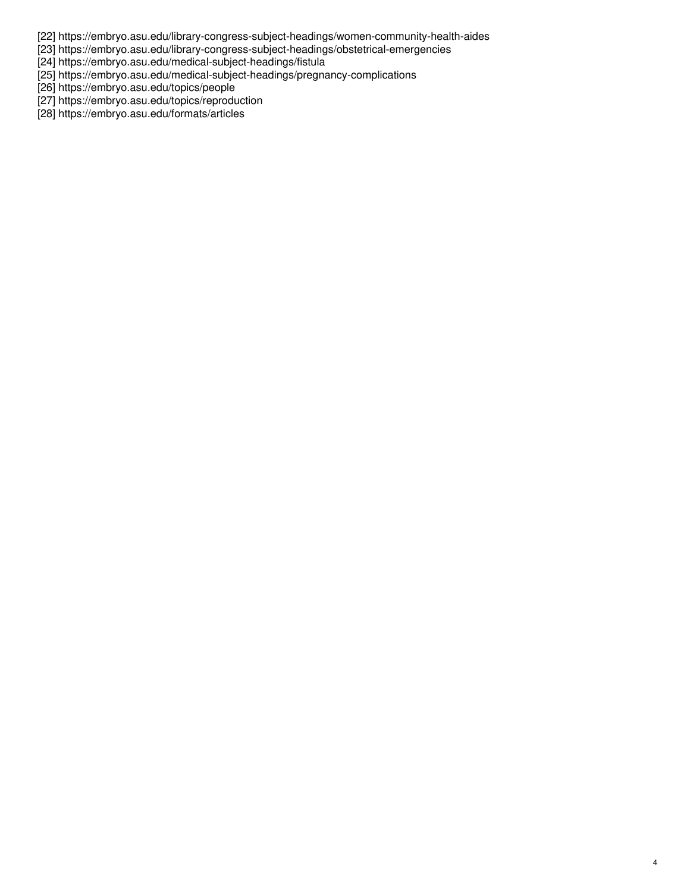[22] https://embryo.asu.edu/library-congress-subject-headings/women-community-health-aides
[23] https://embryo.asu.edu/library-congress-subject-headings/obstetrical-emergencies
[24] https://embryo.asu.edu/medical-subject-headings/fistula
[25] https://embryo.asu.edu/medical-subject-headings/pregnancy-complications
[26] https://embryo.asu.edu/topics/people
[27] https://embryo.asu.edu/topics/reproduction
[28] https://embryo.asu.edu/formats/articles